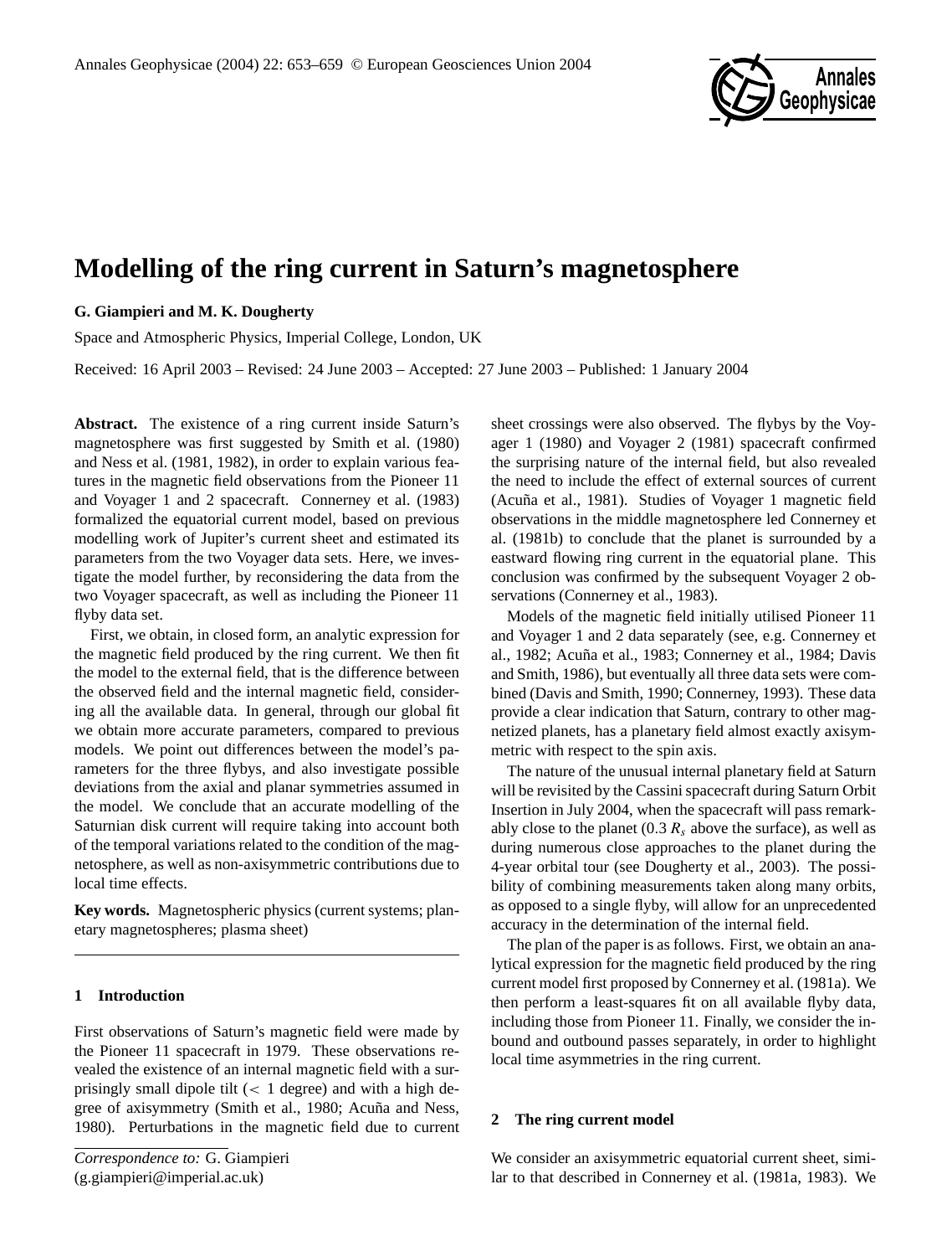# Modelling of the ring current in Saturn's magnetosphere

**G. Giampieri and M. K. Dougherty**

Space and Atmospheric Physics, Imperial College, London, UK

Received: 16 April 2003 – Revised: 24 June 2003 – Accepted: 27 June 2003 – Published: 1 January 2004

**Abstract.** The existence of a ring current inside Saturn's magnetosphere was first suggested by Smith et al. (1980) and Ness et al. (1981, 1982), in order to explain various features in the magnetic field observations from the Pioneer 11 and Voyager 1 and 2 spacecraft. Connerney et al. (1983) formalized the equatorial current model, based on previous modelling work of Jupiter's current sheet and estimated its parameters from the two Voyager data sets. Here, we investigate the model further, by reconsidering the data from the two Voyager spacecraft, as well as including the Pioneer 11 flyby data set.

First, we obtain, in closed form, an analytic expression for the magnetic field produced by the ring current. We then fit the model to the external field, that is the difference between the observed field and the internal magnetic field, considering all the available data. In general, through our global fit we obtain more accurate parameters, compared to previous models. We point out differences between the model's parameters for the three flybys, and also investigate possible deviations from the axial and planar symmetries assumed in the model. We conclude that an accurate modelling of the Saturnian disk current will require taking into account both of the temporal variations related to the condition of the magnetosphere, as well as non-axisymmetric contributions due to local time effects.

**Key words.** Magnetospheric physics (current systems; planetary magnetospheres; plasma sheet)

## 1 Introduction

First observations of Saturn's magnetic field were made by the Pioneer 11 spacecraft in 1979. These observations revealed the existence of an internal magnetic field with a surprisingly small dipole tilt ($<$ 1 degree) and with a high degree of axisymmetry (Smith et al., 1980; Acuña and Ness, 1980). Perturbations in the magnetic field due to current sheet crossings were also observed. The flybys by the Voyager 1 (1980) and Voyager 2 (1981) spacecraft confirmed the surprising nature of the internal field, but also revealed the need to include the effect of external sources of current (Acuña et al., 1981). Studies of Voyager 1 magnetic field observations in the middle magnetosphere led Connerney et al. (1981b) to conclude that the planet is surrounded by a eastward flowing ring current in the equatorial plane. This conclusion was confirmed by the subsequent Voyager 2 observations (Connerney et al., 1983).

Models of the magnetic field initially utilised Pioneer 11 and Voyager 1 and 2 data separately (see, e.g. Connerney et al., 1982; Acuña et al., 1983; Connerney et al., 1984; Davis and Smith, 1986), but eventually all three data sets were combined (Davis and Smith, 1990; Connerney, 1993). These data provide a clear indication that Saturn, contrary to other magnetized planets, has a planetary field almost exactly axisymmetric with respect to the spin axis.

The nature of the unusual internal planetary field at Saturn will be revisited by the Cassini spacecraft during Saturn Orbit Insertion in July 2004, when the spacecraft will pass remarkably close to the planet (0.3 $R_s$ above the surface), as well as during numerous close approaches to the planet during the 4-year orbital tour (see Dougherty et al., 2003). The possibility of combining measurements taken along many orbits, as opposed to a single flyby, will allow for an unprecedented accuracy in the determination of the internal field.

The plan of the paper is as follows. First, we obtain an analytical expression for the magnetic field produced by the ring current model first proposed by Connerney et al. (1981a). We then perform a least-squares fit on all available flyby data, including those from Pioneer 11. Finally, we consider the inbound and outbound passes separately, in order to highlight local time asymmetries in the ring current.

## 2 The ring current model

We consider an axisymmetric equatorial current sheet, similar to that described in Connerney et al. (1981a, 1983). We

*Correspondence to:* G. Giampieri
(g.giampieri@imperial.ac.uk)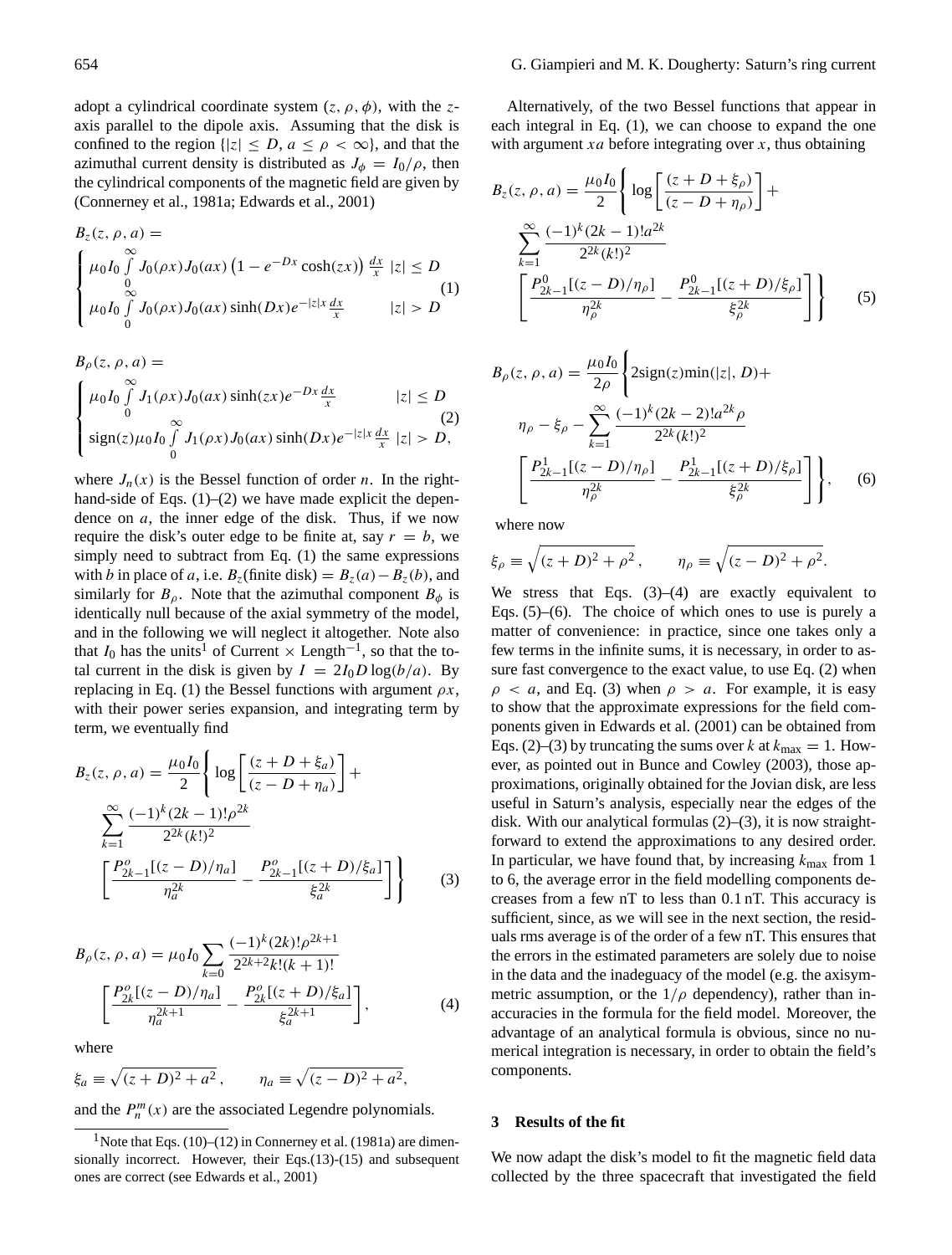adopt a cylindrical coordinate system $(z, \rho, \phi)$, with the $z$-axis parallel to the dipole axis. Assuming that the disk is confined to the region $\{|z| \le D, a \le \rho < \infty\}$, and that the azimuthal current density is distributed as $J_\phi = I_0/\rho$, then the cylindrical components of the magnetic field are given by (Connerney et al., 1981a; Edwards et al., 2001)

$$
B_z(z,\rho,a) = \begin{cases} \mu_0 I_0 \int\limits_0^\infty J_0(\rho x) J_0(ax)\left(1 - e^{-Dx}\cosh(zx)\right)\frac{dx}{x} & |z| \le D \\ \mu_0 I_0 \int\limits_0^\infty J_0(\rho x) J_0(ax)\sinh(Dx) e^{-|z|x}\frac{dx}{x} & |z| > D \end{cases} \tag{1}
$$

$$
B_\rho(z,\rho,a) = \begin{cases} \mu_0 I_0 \int\limits_0^\infty J_1(\rho x) J_0(ax)\sinh(zx) e^{-Dx}\frac{dx}{x} & |z| \le D \\ \mathrm{sign}(z)\mu_0 I_0 \int\limits_0^\infty J_1(\rho x) J_0(ax)\sinh(Dx) e^{-|z|x}\frac{dx}{x} & |z| > D, \end{cases} \tag{2}
$$

where $J_n(x)$ is the Bessel function of order $n$. In the right-hand-side of Eqs. (1)–(2) we have made explicit the dependence on $a$, the inner edge of the disk. Thus, if we now require the disk's outer edge to be finite at, say $r = b$, we simply need to subtract from Eq. (1) the same expressions with $b$ in place of $a$, i.e. $B_z(\text{finite disk}) = B_z(a) - B_z(b)$, and similarly for $B_\rho$. Note that the azimuthal component $B_\phi$ is identically null because of the axial symmetry of the model, and in the following we will neglect it altogether. Note also that $I_0$ has the units[1] of Current $\times$ Length$^{-1}$, so that the total current in the disk is given by $I = 2I_0 D \log(b/a)$. By replacing in Eq. (1) the Bessel functions with argument $\rho x$, with their power series expansion, and integrating term by term, we eventually find

$$
B_z(z,\rho,a) = \frac{\mu_0 I_0}{2}\left\{ \log\left[\frac{(z + D + \xi_a)}{(z - D + \eta_a)}\right] + \sum_{k=1}^{\infty}\frac{(-1)^k(2k-1)!\rho^{2k}}{2^{2k}(k!)^2}\left[\frac{P^o_{2k-1}[(z-D)/\eta_a]}{\eta_a^{2k}} - \frac{P^o_{2k-1}[(z+D)/\xi_a]}{\xi_a^{2k}}\right]\right\} \tag{3}
$$

$$
B_\rho(z,\rho,a) = \mu_0 I_0 \sum_{k=0}\frac{(-1)^k(2k)!\rho^{2k+1}}{2^{2k+2}k!(k+1)!}\left[\frac{P^o_{2k}[(z-D)/\eta_a]}{\eta_a^{2k+1}} - \frac{P^o_{2k}[(z+D)/\xi_a]}{\xi_a^{2k+1}}\right], \tag{4}
$$

where

$$
\xi_a \equiv \sqrt{(z+D)^2 + a^2}, \qquad \eta_a \equiv \sqrt{(z-D)^2 + a^2},
$$

and the $P^m_n(x)$ are the associated Legendre polynomials.

Alternatively, of the two Bessel functions that appear in each integral in Eq. (1), we can choose to expand the one with argument $xa$ before integrating over $x$, thus obtaining

$$
B_z(z,\rho,a) = \frac{\mu_0 I_0}{2}\left\{ \log\left[\frac{(z + D + \xi_\rho)}{(z - D + \eta_\rho)}\right] + \sum_{k=1}^{\infty}\frac{(-1)^k(2k-1)!a^{2k}}{2^{2k}(k!)^2}\left[\frac{P^0_{2k-1}[(z-D)/\eta_\rho]}{\eta_\rho^{2k}} - \frac{P^0_{2k-1}[(z+D)/\xi_\rho]}{\xi_\rho^{2k}}\right]\right\} \tag{5}
$$

$$
B_\rho(z,\rho,a) = \frac{\mu_0 I_0}{2\rho}\left\{ 2\,\mathrm{sign}(z)\min(|z|, D) + \eta_\rho - \xi_\rho - \sum_{k=1}^{\infty}\frac{(-1)^k(2k-2)!a^{2k}\rho}{2^{2k}(k!)^2}\left[\frac{P^1_{2k-1}[(z-D)/\eta_\rho]}{\eta_\rho^{2k}} - \frac{P^1_{2k-1}[(z+D)/\xi_\rho]}{\xi_\rho^{2k}}\right]\right\}, \tag{6}
$$

where now

$$
\xi_\rho \equiv \sqrt{(z+D)^2 + \rho^2}, \qquad \eta_\rho \equiv \sqrt{(z-D)^2 + \rho^2}.
$$

We stress that Eqs. (3)–(4) are exactly equivalent to Eqs. (5)–(6). The choice of which ones to use is purely a matter of convenience: in practice, since one takes only a few terms in the infinite sums, it is necessary, in order to assure fast convergence to the exact value, to use Eq. (2) when $\rho < a$, and Eq. (3) when $\rho > a$. For example, it is easy to show that the approximate expressions for the field components given in Edwards et al. (2001) can be obtained from Eqs. (2)–(3) by truncating the sums over $k$ at $k_{\max} = 1$. However, as pointed out in Bunce and Cowley (2003), those approximations, originally obtained for the Jovian disk, are less useful in Saturn's analysis, especially near the edges of the disk. With our analytical formulas (2)–(3), it is now straightforward to extend the approximations to any desired order. In particular, we have found that, by increasing $k_{\max}$ from 1 to 6, the average error in the field modelling components decreases from a few nT to less than 0.1 nT. This accuracy is sufficient, since, as we will see in the next section, the residuals rms average is of the order of a few nT. This ensures that the errors in the estimated parameters are solely due to noise in the data and the inadeguacy of the model (e.g. the axisymmetric assumption, or the $1/\rho$ dependency), rather than inaccuracies in the formula for the field model. Moreover, the advantage of an analytical formula is obvious, since no numerical integration is necessary, in order to obtain the field's components.

## 3 Results of the fit

We now adapt the disk's model to fit the magnetic field data collected by the three spacecraft that investigated the field

[1] Note that Eqs. (10)–(12) in Connerney et al. (1981a) are dimensionally incorrect. However, their Eqs.(13)-(15) and subsequent ones are correct (see Edwards et al., 2001)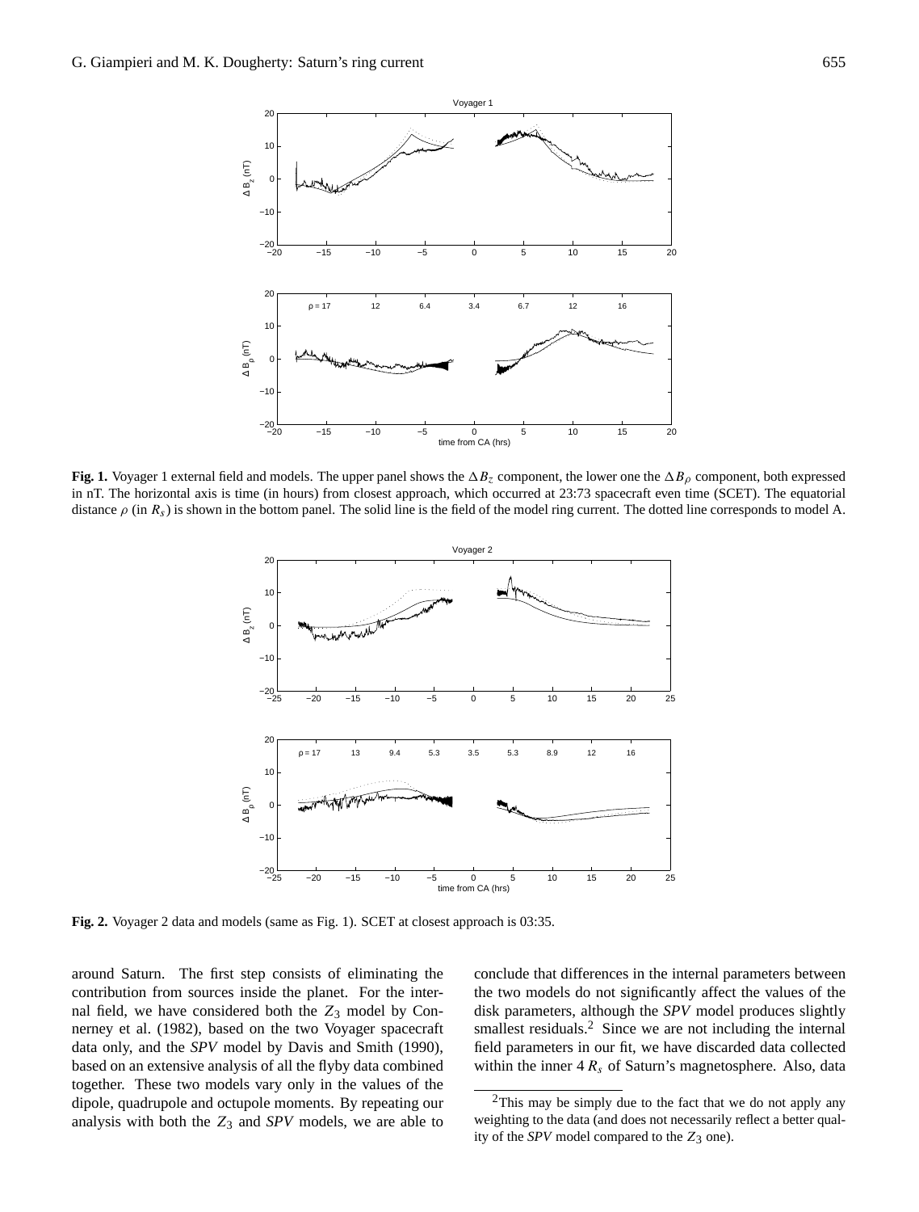**Fig. 1.** Voyager 1 external field and models. The upper panel shows the $\Delta B_z$ component, the lower one the $\Delta B_\rho$ component, both expressed in nT. The horizontal axis is time (in hours) from closest approach, which occurred at 23:73 spacecraft even time (SCET). The equatorial distance $\rho$ (in $R_s$) is shown in the bottom panel. The solid line is the field of the model ring current. The dotted line corresponds to model A.

**Fig. 2.** Voyager 2 data and models (same as Fig. 1). SCET at closest approach is 03:35.

around Saturn. The first step consists of eliminating the contribution from sources inside the planet. For the internal field, we have considered both the $Z_3$ model by Connerney et al. (1982), based on the two Voyager spacecraft data only, and the *SPV* model by Davis and Smith (1990), based on an extensive analysis of all the flyby data combined together. These two models vary only in the values of the dipole, quadrupole and octupole moments. By repeating our analysis with both the $Z_3$ and *SPV* models, we are able to conclude that differences in the internal parameters between the two models do not significantly affect the values of the disk parameters, although the *SPV* model produces slightly smallest residuals.[2] Since we are not including the internal field parameters in our fit, we have discarded data collected within the inner 4 $R_s$ of Saturn's magnetosphere. Also, data

[2]This may be simply due to the fact that we do not apply any weighting to the data (and does not necessarily reflect a better quality of the *SPV* model compared to the $Z_3$ one).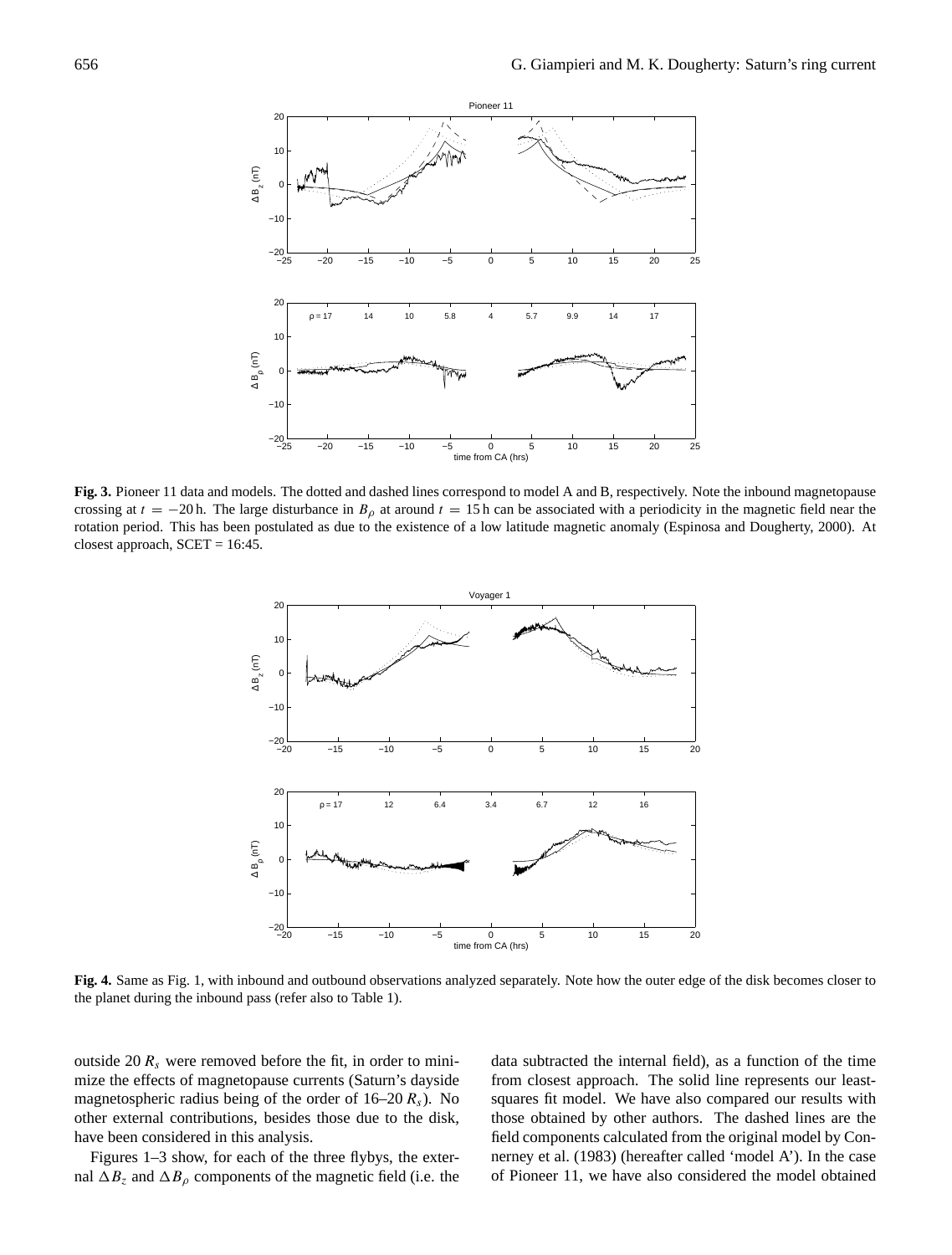**Fig. 3.** Pioneer 11 data and models. The dotted and dashed lines correspond to model A and B, respectively. Note the inbound magnetopause crossing at $t = -20$ h. The large disturbance in $B_\rho$ at around $t = 15$ h can be associated with a periodicity in the magnetic field near the rotation period. This has been postulated as due to the existence of a low latitude magnetic anomaly (Espinosa and Dougherty, 2000). At closest approach, SCET = 16:45.

**Fig. 4.** Same as Fig. 1, with inbound and outbound observations analyzed separately. Note how the outer edge of the disk becomes closer to the planet during the inbound pass (refer also to Table 1).

outside 20 $R_s$ were removed before the fit, in order to minimize the effects of magnetopause currents (Saturn's dayside magnetospheric radius being of the order of 16–20 $R_s$). No other external contributions, besides those due to the disk, have been considered in this analysis.

Figures 1–3 show, for each of the three flybys, the external $\Delta B_z$ and $\Delta B_\rho$ components of the magnetic field (i.e. the data subtracted the internal field), as a function of the time from closest approach. The solid line represents our least-squares fit model. We have also compared our results with those obtained by other authors. The dashed lines are the field components calculated from the original model by Connerney et al. (1983) (hereafter called 'model A'). In the case of Pioneer 11, we have also considered the model obtained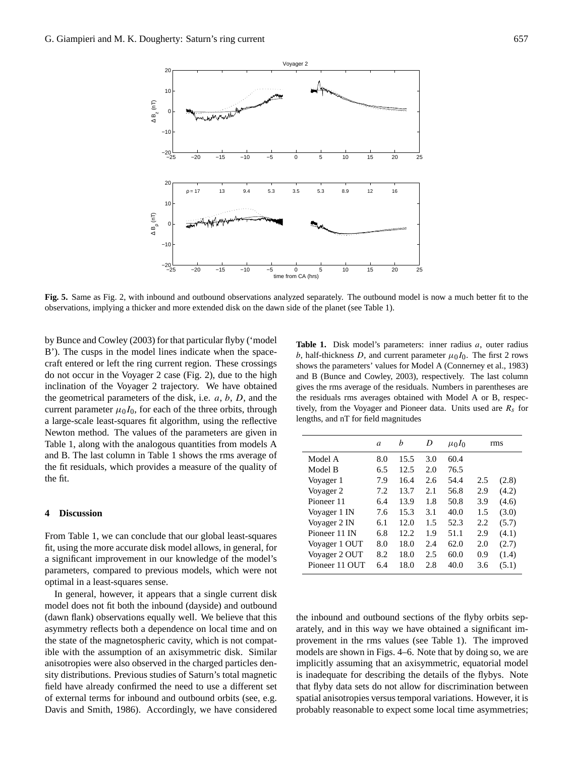**Fig. 5.** Same as Fig. 2, with inbound and outbound observations analyzed separately. The outbound model is now a much better fit to the observations, implying a thicker and more extended disk on the dawn side of the planet (see Table 1).

by Bunce and Cowley (2003) for that particular flyby ('model B'). The cusps in the model lines indicate when the spacecraft entered or left the ring current region. These crossings do not occur in the Voyager 2 case (Fig. 2), due to the high inclination of the Voyager 2 trajectory. We have obtained the geometrical parameters of the disk, i.e. $a$, $b$, $D$, and the current parameter $\mu_0 I_0$, for each of the three orbits, through a large-scale least-squares fit algorithm, using the reflective Newton method. The values of the parameters are given in Table 1, along with the analogous quantities from models A and B. The last column in Table 1 shows the rms average of the fit residuals, which provides a measure of the quality of the fit.

**Table 1.** Disk model's parameters: inner radius $a$, outer radius $b$, half-thickness $D$, and current parameter $\mu_0 I_0$. The first 2 rows shows the parameters' values for Model A (Connerney et al., 1983) and B (Bunce and Cowley, 2003), respectively. The last column gives the rms average of the residuals. Numbers in parentheses are the residuals rms averages obtained with Model A or B, respectively, from the Voyager and Pioneer data. Units used are $R_s$ for lengths, and nT for field magnitudes

| | $a$ | $b$ | $D$ | $\mu_0 I_0$ | rms | |
|---|---|---|---|---|---|---|
| Model A | 8.0 | 15.5 | 3.0 | 60.4 | | |
| Model B | 6.5 | 12.5 | 2.0 | 76.5 | | |
| Voyager 1 | 7.9 | 16.4 | 2.6 | 54.4 | 2.5 | (2.8) |
| Voyager 2 | 7.2 | 13.7 | 2.1 | 56.8 | 2.9 | (4.2) |
| Pioneer 11 | 6.4 | 13.9 | 1.8 | 50.8 | 3.9 | (4.6) |
| Voyager 1 IN | 7.6 | 15.3 | 3.1 | 40.0 | 1.5 | (3.0) |
| Voyager 2 IN | 6.1 | 12.0 | 1.5 | 52.3 | 2.2 | (5.7) |
| Pioneer 11 IN | 6.8 | 12.2 | 1.9 | 51.1 | 2.9 | (4.1) |
| Voyager 1 OUT | 8.0 | 18.0 | 2.4 | 62.0 | 2.0 | (2.7) |
| Voyager 2 OUT | 8.2 | 18.0 | 2.5 | 60.0 | 0.9 | (1.4) |
| Pioneer 11 OUT | 6.4 | 18.0 | 2.8 | 40.0 | 3.6 | (5.1) |

## 4 Discussion

From Table 1, we can conclude that our global least-squares fit, using the more accurate disk model allows, in general, for a significant improvement in our knowledge of the model's parameters, compared to previous models, which were not optimal in a least-squares sense.

In general, however, it appears that a single current disk model does not fit both the inbound (dayside) and outbound (dawn flank) observations equally well. We believe that this asymmetry reflects both a dependence on local time and on the state of the magnetospheric cavity, which is not compatible with the assumption of an axisymmetric disk. Similar anisotropies were also observed in the charged particles density distributions. Previous studies of Saturn's total magnetic field have already confirmed the need to use a different set of external terms for inbound and outbound orbits (see, e.g. Davis and Smith, 1986). Accordingly, we have considered the inbound and outbound sections of the flyby orbits separately, and in this way we have obtained a significant improvement in the rms values (see Table 1). The improved models are shown in Figs. 4–6. Note that by doing so, we are implicitly assuming that an axisymmetric, equatorial model is inadequate for describing the details of the flybys. Note that flyby data sets do not allow for discrimination between spatial anisotropies versus temporal variations. However, it is probably reasonable to expect some local time asymmetries;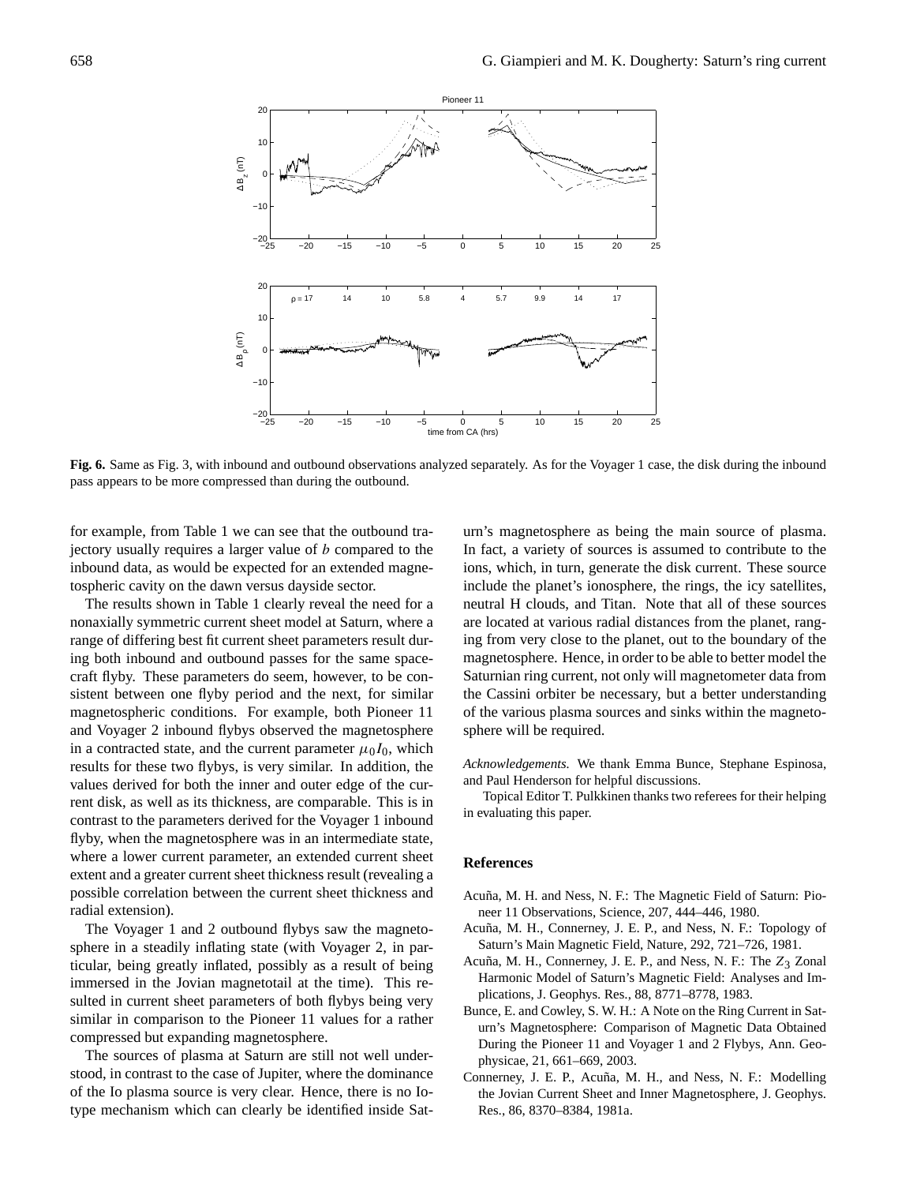**Fig. 6.** Same as Fig. 3, with inbound and outbound observations analyzed separately. As for the Voyager 1 case, the disk during the inbound pass appears to be more compressed than during the outbound.

for example, from Table 1 we can see that the outbound trajectory usually requires a larger value of $b$ compared to the inbound data, as would be expected for an extended magnetospheric cavity on the dawn versus dayside sector.

The results shown in Table 1 clearly reveal the need for a nonaxially symmetric current sheet model at Saturn, where a range of differing best fit current sheet parameters result during both inbound and outbound passes for the same spacecraft flyby. These parameters do seem, however, to be consistent between one flyby period and the next, for similar magnetospheric conditions. For example, both Pioneer 11 and Voyager 2 inbound flybys observed the magnetosphere in a contracted state, and the current parameter $\mu_0 I_0$, which results for these two flybys, is very similar. In addition, the values derived for both the inner and outer edge of the current disk, as well as its thickness, are comparable. This is in contrast to the parameters derived for the Voyager 1 inbound flyby, when the magnetosphere was in an intermediate state, where a lower current parameter, an extended current sheet extent and a greater current sheet thickness result (revealing a possible correlation between the current sheet thickness and radial extension).

The Voyager 1 and 2 outbound flybys saw the magnetosphere in a steadily inflating state (with Voyager 2, in particular, being greatly inflated, possibly as a result of being immersed in the Jovian magnetotail at the time). This resulted in current sheet parameters of both flybys being very similar in comparison to the Pioneer 11 values for a rather compressed but expanding magnetosphere.

The sources of plasma at Saturn are still not well understood, in contrast to the case of Jupiter, where the dominance of the Io plasma source is very clear. Hence, there is no Io-type mechanism which can clearly be identified inside Saturn's magnetosphere as being the main source of plasma. In fact, a variety of sources is assumed to contribute to the ions, which, in turn, generate the disk current. These source include the planet's ionosphere, the rings, the icy satellites, neutral H clouds, and Titan. Note that all of these sources are located at various radial distances from the planet, ranging from very close to the planet, out to the boundary of the magnetosphere. Hence, in order to be able to better model the Saturnian ring current, not only will magnetometer data from the Cassini orbiter be necessary, but a better understanding of the various plasma sources and sinks within the magnetosphere will be required.

*Acknowledgements.* We thank Emma Bunce, Stephane Espinosa, and Paul Henderson for helpful discussions.

Topical Editor T. Pulkkinen thanks two referees for their helping in evaluating this paper.

## References

- Acuña, M. H. and Ness, N. F.: The Magnetic Field of Saturn: Pioneer 11 Observations, Science, 207, 444–446, 1980.
- Acuña, M. H., Connerney, J. E. P., and Ness, N. F.: Topology of Saturn's Main Magnetic Field, Nature, 292, 721–726, 1981.
- Acuña, M. H., Connerney, J. E. P., and Ness, N. F.: The $Z_3$ Zonal Harmonic Model of Saturn's Magnetic Field: Analyses and Implications, J. Geophys. Res., 88, 8771–8778, 1983.
- Bunce, E. and Cowley, S. W. H.: A Note on the Ring Current in Saturn's Magnetosphere: Comparison of Magnetic Data Obtained During the Pioneer 11 and Voyager 1 and 2 Flybys, Ann. Geophysicae, 21, 661–669, 2003.
- Connerney, J. E. P., Acuña, M. H., and Ness, N. F.: Modelling the Jovian Current Sheet and Inner Magnetosphere, J. Geophys. Res., 86, 8370–8384, 1981a.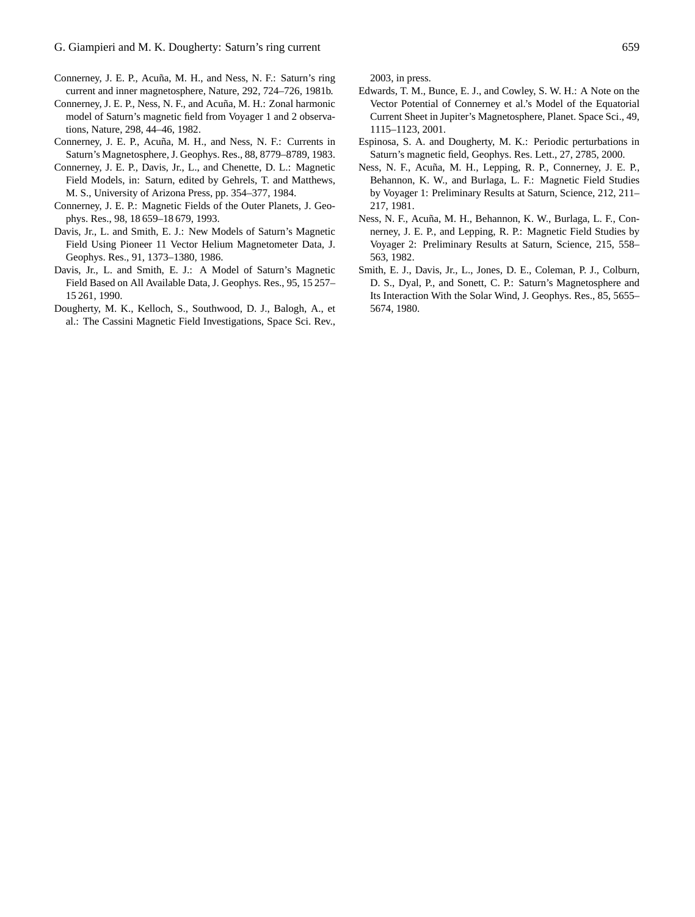Connerney, J. E. P., Acuña, M. H., and Ness, N. F.: Saturn's ring current and inner magnetosphere, Nature, 292, 724–726, 1981b.

Connerney, J. E. P., Ness, N. F., and Acuña, M. H.: Zonal harmonic model of Saturn's magnetic field from Voyager 1 and 2 observations, Nature, 298, 44–46, 1982.

Connerney, J. E. P., Acuña, M. H., and Ness, N. F.: Currents in Saturn's Magnetosphere, J. Geophys. Res., 88, 8779–8789, 1983.

Connerney, J. E. P., Davis, Jr., L., and Chenette, D. L.: Magnetic Field Models, in: Saturn, edited by Gehrels, T. and Matthews, M. S., University of Arizona Press, pp. 354–377, 1984.

Connerney, J. E. P.: Magnetic Fields of the Outer Planets, J. Geophys. Res., 98, 18 659–18 679, 1993.

Davis, Jr., L. and Smith, E. J.: New Models of Saturn's Magnetic Field Using Pioneer 11 Vector Helium Magnetometer Data, J. Geophys. Res., 91, 1373–1380, 1986.

Davis, Jr., L. and Smith, E. J.: A Model of Saturn's Magnetic Field Based on All Available Data, J. Geophys. Res., 95, 15 257–15 261, 1990.

Dougherty, M. K., Kelloch, S., Southwood, D. J., Balogh, A., et al.: The Cassini Magnetic Field Investigations, Space Sci. Rev., 2003, in press.

Edwards, T. M., Bunce, E. J., and Cowley, S. W. H.: A Note on the Vector Potential of Connerney et al.'s Model of the Equatorial Current Sheet in Jupiter's Magnetosphere, Planet. Space Sci., 49, 1115–1123, 2001.

Espinosa, S. A. and Dougherty, M. K.: Periodic perturbations in Saturn's magnetic field, Geophys. Res. Lett., 27, 2785, 2000.

Ness, N. F., Acuña, M. H., Lepping, R. P., Connerney, J. E. P., Behannon, K. W., and Burlaga, L. F.: Magnetic Field Studies by Voyager 1: Preliminary Results at Saturn, Science, 212, 211–217, 1981.

Ness, N. F., Acuña, M. H., Behannon, K. W., Burlaga, L. F., Connerney, J. E. P., and Lepping, R. P.: Magnetic Field Studies by Voyager 2: Preliminary Results at Saturn, Science, 215, 558–563, 1982.

Smith, E. J., Davis, Jr., L., Jones, D. E., Coleman, P. J., Colburn, D. S., Dyal, P., and Sonett, C. P.: Saturn's Magnetosphere and Its Interaction With the Solar Wind, J. Geophys. Res., 85, 5655–5674, 1980.